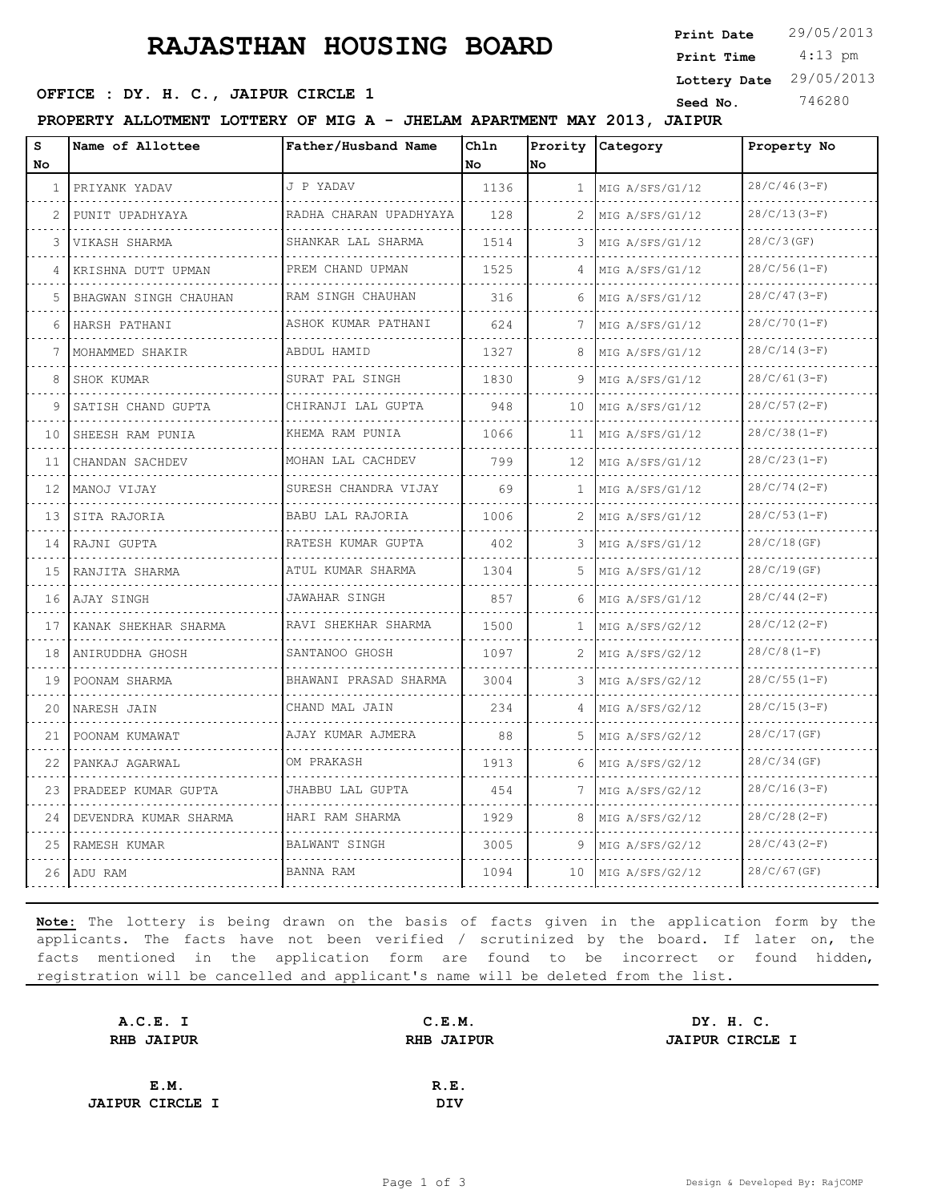# RAJASTHAN HOUSING BOARD

**Print Date** 29/05/2013
**Print Time** 4:13 pm
**Lottery Date** 29/05/2013
**Seed No.** 746280

**OFFICE : DY. H. C., JAIPUR CIRCLE 1**

**PROPERTY ALLOTMENT LOTTERY OF MIG A - JHELAM APARTMENT MAY 2013, JAIPUR**

| S No | Name of Allottee | Father/Husband Name | Chln No | Prority No | Category | Property No |
|---|---|---|---|---|---|---|
| 1 | PRIYANK YADAV | J P YADAV | 1136 | 1 | MIG A/SFS/G1/12 | 28/C/46(3-F) |
| 2 | PUNIT UPADHYAYA | RADHA CHARAN UPADHYAYA | 128 | 2 | MIG A/SFS/G1/12 | 28/C/13(3-F) |
| 3 | VIKASH SHARMA | SHANKAR LAL SHARMA | 1514 | 3 | MIG A/SFS/G1/12 | 28/C/3(GF) |
| 4 | KRISHNA DUTT UPMAN | PREM CHAND UPMAN | 1525 | 4 | MIG A/SFS/G1/12 | 28/C/56(1-F) |
| 5 | BHAGWAN SINGH CHAUHAN | RAM SINGH CHAUHAN | 316 | 6 | MIG A/SFS/G1/12 | 28/C/47(3-F) |
| 6 | HARSH PATHANI | ASHOK KUMAR PATHANI | 624 | 7 | MIG A/SFS/G1/12 | 28/C/70(1-F) |
| 7 | MOHAMMED SHAKIR | ABDUL HAMID | 1327 | 8 | MIG A/SFS/G1/12 | 28/C/14(3-F) |
| 8 | SHOK KUMAR | SURAT PAL SINGH | 1830 | 9 | MIG A/SFS/G1/12 | 28/C/61(3-F) |
| 9 | SATISH CHAND GUPTA | CHIRANJI LAL GUPTA | 948 | 10 | MIG A/SFS/G1/12 | 28/C/57(2-F) |
| 10 | SHEESH RAM PUNIA | KHEMA RAM PUNIA | 1066 | 11 | MIG A/SFS/G1/12 | 28/C/38(1-F) |
| 11 | CHANDAN SACHDEV | MOHAN LAL CACHDEV | 799 | 12 | MIG A/SFS/G1/12 | 28/C/23(1-F) |
| 12 | MANOJ VIJAY | SURESH CHANDRA VIJAY | 69 | 1 | MIG A/SFS/G1/12 | 28/C/74(2-F) |
| 13 | SITA RAJORIA | BABU LAL RAJORIA | 1006 | 2 | MIG A/SFS/G1/12 | 28/C/53(1-F) |
| 14 | RAJNI GUPTA | RATESH KUMAR GUPTA | 402 | 3 | MIG A/SFS/G1/12 | 28/C/18(GF) |
| 15 | RANJITA SHARMA | ATUL KUMAR SHARMA | 1304 | 5 | MIG A/SFS/G1/12 | 28/C/19(GF) |
| 16 | AJAY SINGH | JAWAHAR SINGH | 857 | 6 | MIG A/SFS/G1/12 | 28/C/44(2-F) |
| 17 | KANAK SHEKHAR SHARMA | RAVI SHEKHAR SHARMA | 1500 | 1 | MIG A/SFS/G2/12 | 28/C/12(2-F) |
| 18 | ANIRUDDHA GHOSH | SANTANOO GHOSH | 1097 | 2 | MIG A/SFS/G2/12 | 28/C/8(1-F) |
| 19 | POONAM SHARMA | BHAWANI PRASAD SHARMA | 3004 | 3 | MIG A/SFS/G2/12 | 28/C/55(1-F) |
| 20 | NARESH JAIN | CHAND MAL JAIN | 234 | 4 | MIG A/SFS/G2/12 | 28/C/15(3-F) |
| 21 | POONAM KUMAWAT | AJAY KUMAR AJMERA | 88 | 5 | MIG A/SFS/G2/12 | 28/C/17(GF) |
| 22 | PANKAJ AGARWAL | OM PRAKASH | 1913 | 6 | MIG A/SFS/G2/12 | 28/C/34(GF) |
| 23 | PRADEEP KUMAR GUPTA | JHABBU LAL GUPTA | 454 | 7 | MIG A/SFS/G2/12 | 28/C/16(3-F) |
| 24 | DEVENDRA KUMAR SHARMA | HARI RAM SHARMA | 1929 | 8 | MIG A/SFS/G2/12 | 28/C/28(2-F) |
| 25 | RAMESH KUMAR | BALWANT SINGH | 3005 | 9 | MIG A/SFS/G2/12 | 28/C/43(2-F) |
| 26 | ADU RAM | BANNA RAM | 1094 | 10 | MIG A/SFS/G2/12 | 28/C/67(GF) |

**Note:** The lottery is being drawn on the basis of facts given in the application form by the applicants. The facts have not been verified / scrutinized by the board. If later on, the facts mentioned in the application form are found to be incorrect or found hidden, registration will be cancelled and applicant's name will be deleted from the list.

**A.C.E. I**
**RHB JAIPUR**

**C.E.M.**
**RHB JAIPUR**

**DY. H. C.**
**JAIPUR CIRCLE I**

**E.M.**
**JAIPUR CIRCLE I**

**R.E.**
**DIV**

Design & Developed By: RajCOMP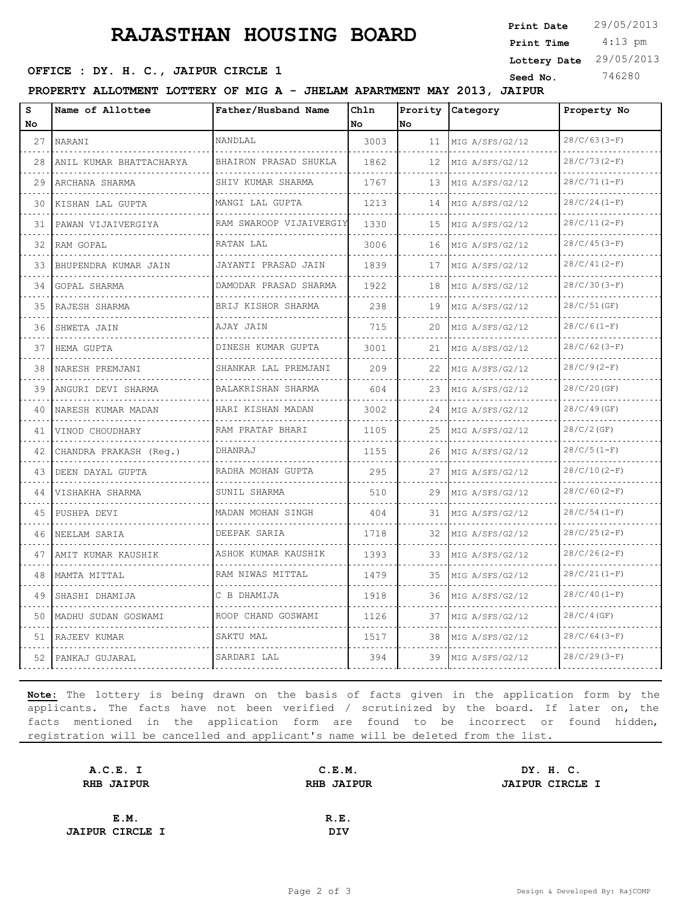# RAJASTHAN HOUSING BOARD

**Print Date** 29/05/2013
**Print Time** 4:13 pm
**Lottery Date** 29/05/2013
**Seed No.** 746280

**OFFICE : DY. H. C., JAIPUR CIRCLE 1**

**PROPERTY ALLOTMENT LOTTERY OF MIG A - JHELAM APARTMENT MAY 2013, JAIPUR**

| S No | Name of Allottee | Father/Husband Name | Chln No | Prority No | Category | Property No |
|---|---|---|---|---|---|---|
| 27 | NARANI | NANDLAL | 3003 | 11 | MIG A/SFS/G2/12 | 28/C/63(3-F) |
| 28 | ANIL KUMAR BHATTACHARYA | BHAIRON PRASAD SHUKLA | 1862 | 12 | MIG A/SFS/G2/12 | 28/C/73(2-F) |
| 29 | ARCHANA SHARMA | SHIV KUMAR SHARMA | 1767 | 13 | MIG A/SFS/G2/12 | 28/C/71(1-F) |
| 30 | KISHAN LAL GUPTA | MANGI LAL GUPTA | 1213 | 14 | MIG A/SFS/G2/12 | 28/C/24(1-F) |
| 31 | PAWAN VIJAIVERGIYA | RAM SWAROOP VIJAIVERGIY | 1330 | 15 | MIG A/SFS/G2/12 | 28/C/11(2-F) |
| 32 | RAM GOPAL | RATAN LAL | 3006 | 16 | MIG A/SFS/G2/12 | 28/C/45(3-F) |
| 33 | BHUPENDRA KUMAR JAIN | JAYANTI PRASAD JAIN | 1839 | 17 | MIG A/SFS/G2/12 | 28/C/41(2-F) |
| 34 | GOPAL SHARMA | DAMODAR PRASAD SHARMA | 1922 | 18 | MIG A/SFS/G2/12 | 28/C/30(3-F) |
| 35 | RAJESH SHARMA | BRIJ KISHOR SHARMA | 238 | 19 | MIG A/SFS/G2/12 | 28/C/51(GF) |
| 36 | SHWETA JAIN | AJAY JAIN | 715 | 20 | MIG A/SFS/G2/12 | 28/C/6(1-F) |
| 37 | HEMA GUPTA | DINESH KUMAR GUPTA | 3001 | 21 | MIG A/SFS/G2/12 | 28/C/62(3-F) |
| 38 | NARESH PREMJANI | SHANKAR LAL PREMJANI | 209 | 22 | MIG A/SFS/G2/12 | 28/C/9(2-F) |
| 39 | ANGURI DEVI SHARMA | BALAKRISHAN SHARMA | 604 | 23 | MIG A/SFS/G2/12 | 28/C/20(GF) |
| 40 | NARESH KUMAR MADAN | HARI KISHAN MADAN | 3002 | 24 | MIG A/SFS/G2/12 | 28/C/49(GF) |
| 41 | VINOD CHOUDHARY | RAM PRATAP BHARI | 1105 | 25 | MIG A/SFS/G2/12 | 28/C/2(GF) |
| 42 | CHANDRA PRAKASH (Reg.) | DHANRAJ | 1155 | 26 | MIG A/SFS/G2/12 | 28/C/5(1-F) |
| 43 | DEEN DAYAL GUPTA | RADHA MOHAN GUPTA | 295 | 27 | MIG A/SFS/G2/12 | 28/C/10(2-F) |
| 44 | VISHAKHA SHARMA | SUNIL SHARMA | 510 | 29 | MIG A/SFS/G2/12 | 28/C/60(2-F) |
| 45 | PUSHPA DEVI | MADAN MOHAN SINGH | 404 | 31 | MIG A/SFS/G2/12 | 28/C/54(1-F) |
| 46 | NEELAM SARIA | DEEPAK SARIA | 1718 | 32 | MIG A/SFS/G2/12 | 28/C/25(2-F) |
| 47 | AMIT KUMAR KAUSHIK | ASHOK KUMAR KAUSHIK | 1393 | 33 | MIG A/SFS/G2/12 | 28/C/26(2-F) |
| 48 | MAMTA MITTAL | RAM NIWAS MITTAL | 1479 | 35 | MIG A/SFS/G2/12 | 28/C/21(1-F) |
| 49 | SHASHI DHAMIJA | C B DHAMIJA | 1918 | 36 | MIG A/SFS/G2/12 | 28/C/40(1-F) |
| 50 | MADHU SUDAN GOSWAMI | ROOP CHAND GOSWAMI | 1126 | 37 | MIG A/SFS/G2/12 | 28/C/4(GF) |
| 51 | RAJEEV KUMAR | SAKTU MAL | 1517 | 38 | MIG A/SFS/G2/12 | 28/C/64(3-F) |
| 52 | PANKAJ GUJARAL | SARDARI LAL | 394 | 39 | MIG A/SFS/G2/12 | 28/C/29(3-F) |

**Note:** The lottery is being drawn on the basis of facts given in the application form by the applicants. The facts have not been verified / scrutinized by the board. If later on, the facts mentioned in the application form are found to be incorrect or found hidden, registration will be cancelled and applicant's name will be deleted from the list.

**A.C.E. I**
**RHB JAIPUR**

**C.E.M.**
**RHB JAIPUR**

**DY. H. C.**
**JAIPUR CIRCLE I**

**E.M.**
**JAIPUR CIRCLE I**

**R.E.**
**DIV**

Design & Developed By: RajCOMP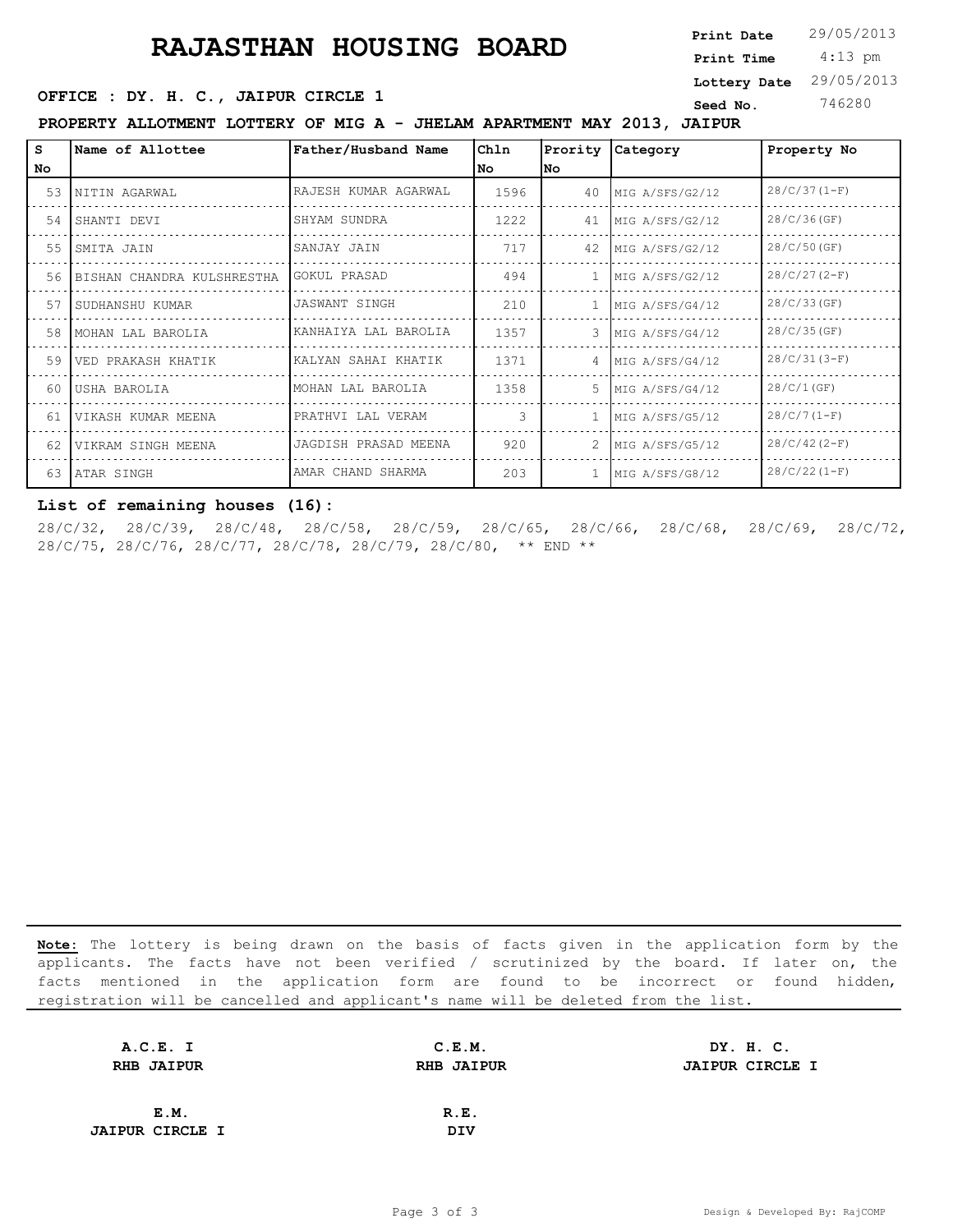# RAJASTHAN HOUSING BOARD

**Print Date** 29/05/2013
**Print Time** 4:13 pm
**Lottery Date** 29/05/2013
**Seed No.** 746280

**OFFICE : DY. H. C., JAIPUR CIRCLE 1**

**PROPERTY ALLOTMENT LOTTERY OF MIG A - JHELAM APARTMENT MAY 2013, JAIPUR**

| S No | Name of Allottee | Father/Husband Name | Chln No | Prority No | Category | Property No |
|---|---|---|---|---|---|---|
| 53 | NITIN AGARWAL | RAJESH KUMAR AGARWAL | 1596 | 40 | MIG A/SFS/G2/12 | 28/C/37(1-F) |
| 54 | SHANTI DEVI | SHYAM SUNDRA | 1222 | 41 | MIG A/SFS/G2/12 | 28/C/36(GF) |
| 55 | SMITA JAIN | SANJAY JAIN | 717 | 42 | MIG A/SFS/G2/12 | 28/C/50(GF) |
| 56 | BISHAN CHANDRA KULSHRESTHA | GOKUL PRASAD | 494 | 1 | MIG A/SFS/G2/12 | 28/C/27(2-F) |
| 57 | SUDHANSHU KUMAR | JASWANT SINGH | 210 | 1 | MIG A/SFS/G4/12 | 28/C/33(GF) |
| 58 | MOHAN LAL BAROLIA | KANHAIYA LAL BAROLIA | 1357 | 3 | MIG A/SFS/G4/12 | 28/C/35(GF) |
| 59 | VED PRAKASH KHATIK | KALYAN SAHAI KHATIK | 1371 | 4 | MIG A/SFS/G4/12 | 28/C/31(3-F) |
| 60 | USHA BAROLIA | MOHAN LAL BAROLIA | 1358 | 5 | MIG A/SFS/G4/12 | 28/C/1(GF) |
| 61 | VIKASH KUMAR MEENA | PRATHVI LAL VERAM | 3 | 1 | MIG A/SFS/G5/12 | 28/C/7(1-F) |
| 62 | VIKRAM SINGH MEENA | JAGDISH PRASAD MEENA | 920 | 2 | MIG A/SFS/G5/12 | 28/C/42(2-F) |
| 63 | ATAR SINGH | AMAR CHAND SHARMA | 203 | 1 | MIG A/SFS/G8/12 | 28/C/22(1-F) |

**List of remaining houses (16):**

28/C/32, 28/C/39, 28/C/48, 28/C/58, 28/C/59, 28/C/65, 28/C/66, 28/C/68, 28/C/69, 28/C/72, 28/C/75, 28/C/76, 28/C/77, 28/C/78, 28/C/79, 28/C/80, ** END **

**Note:** The lottery is being drawn on the basis of facts given in the application form by the applicants. The facts have not been verified / scrutinized by the board. If later on, the facts mentioned in the application form are found to be incorrect or found hidden, registration will be cancelled and applicant's name will be deleted from the list.

**A.C.E. I**
**RHB JAIPUR**

**C.E.M.**
**RHB JAIPUR**

**DY. H. C.**
**JAIPUR CIRCLE I**

**E.M.**
**JAIPUR CIRCLE I**

**R.E.**
**DIV**

Design & Developed By: RajCOMP